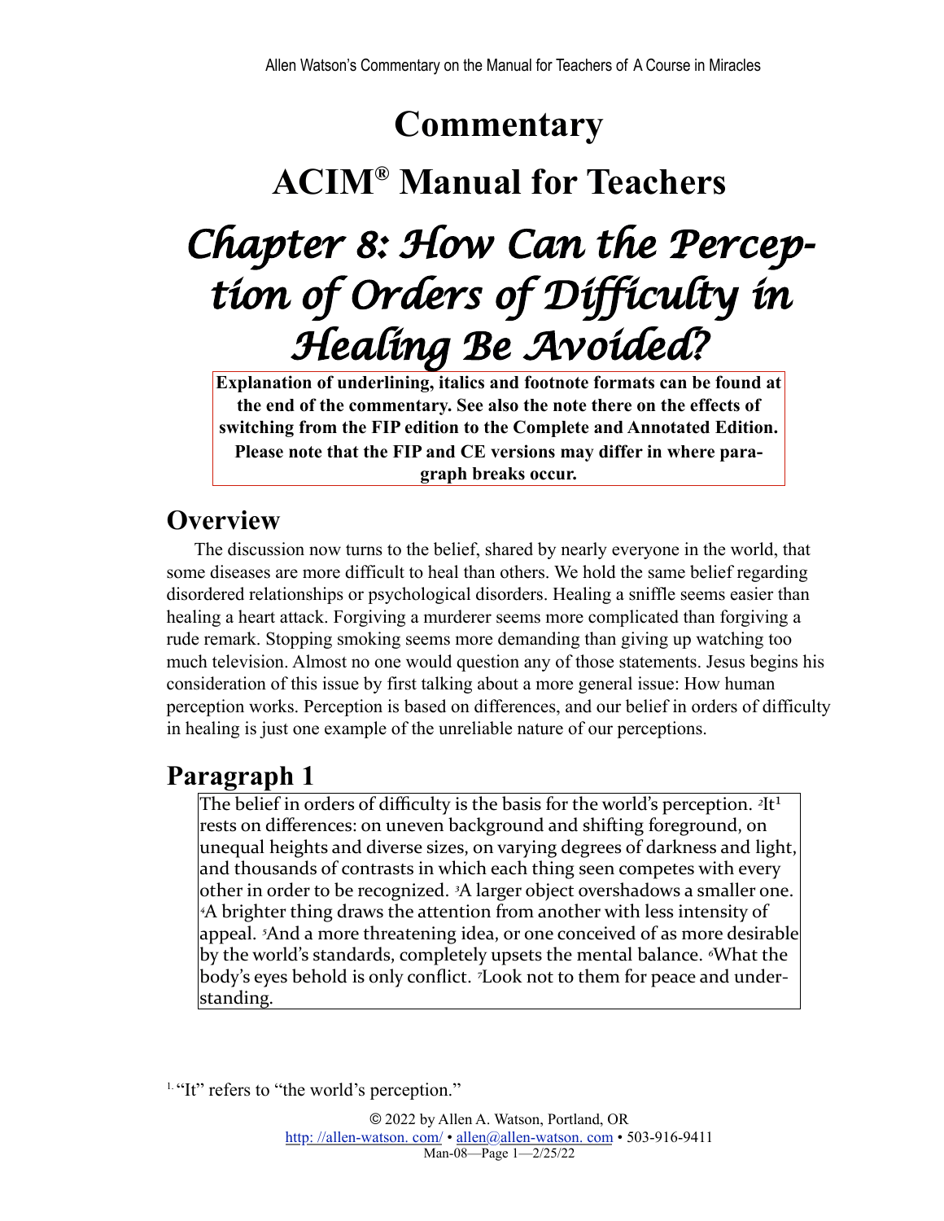# Commentary

# ACIM® Manual for Teachers

# *Chapter 8: How Can the Perception of Orders of Difficulty in Healing Be Avoided?*

**Explanation of underlining, italics and footnote formats can be found at the end of the commentary. See also the note there on the effects of switching from the FIP edition to the Complete and Annotated Edition. Please note that the FIP and CE versions may differ in where paragraph breaks occur.**

## Overview

The discussion now turns to the belief, shared by nearly everyone in the world, that some diseases are more difficult to heal than others. We hold the same belief regarding disordered relationships or psychological disorders. Healing a sniffle seems easier than healing a heart attack. Forgiving a murderer seems more complicated than forgiving a rude remark. Stopping smoking seems more demanding than giving up watching too much television. Almost no one would question any of those statements. Jesus begins his consideration of this issue by first talking about a more general issue: How human perception works. Perception is based on differences, and our belief in orders of difficulty in healing is just one example of the unreliable nature of our perceptions.

## Paragraph 1

> The belief in orders of difficulty is the basis for the world's perception. [2]It[1] rests on differences: on uneven background and shifting foreground, on unequal heights and diverse sizes, on varying degrees of darkness and light, and thousands of contrasts in which each thing seen competes with every other in order to be recognized. [3]A larger object overshadows a smaller one. [4]A brighter thing draws the attention from another with less intensity of appeal. [5]And a more threatening idea, or one conceived of as more desirable by the world's standards, completely upsets the mental balance. [6]What the body's eyes behold is only conflict. [7]Look not to them for peace and understanding.

[1] "It" refers to "the world's perception."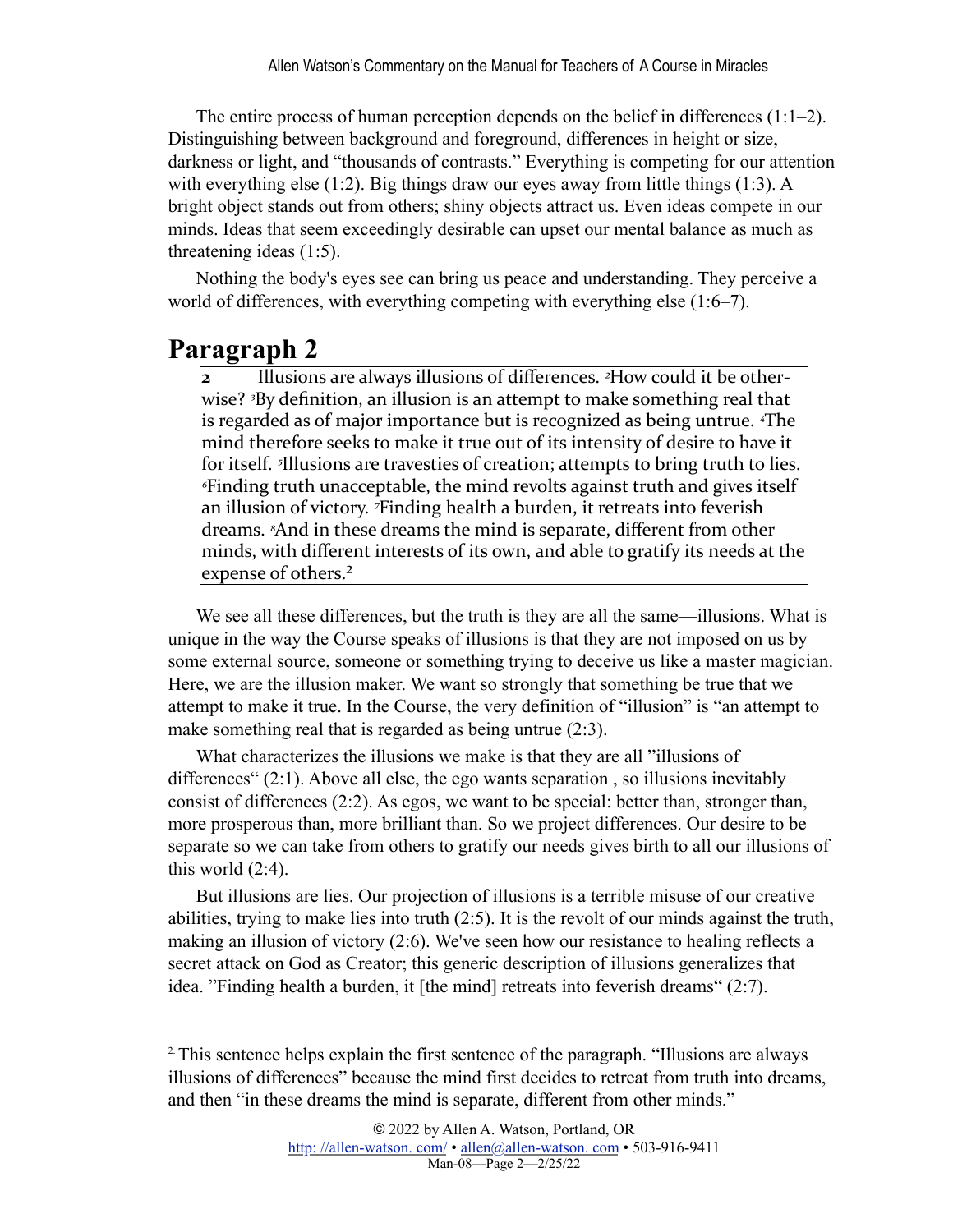The entire process of human perception depends on the belief in differences (1:1–2). Distinguishing between background and foreground, differences in height or size, darkness or light, and "thousands of contrasts." Everything is competing for our attention with everything else (1:2). Big things draw our eyes away from little things (1:3). A bright object stands out from others; shiny objects attract us. Even ideas compete in our minds. Ideas that seem exceedingly desirable can upset our mental balance as much as threatening ideas (1:5).

Nothing the body's eyes see can bring us peace and understanding. They perceive a world of differences, with everything competing with everything else (1:6–7).

## Paragraph 2

> **2** Illusions are always illusions of differences. [2]How could it be otherwise? [3]By definition, an illusion is an attempt to make something real that is regarded as of major importance but is recognized as being untrue. [4]The mind therefore seeks to make it true out of its intensity of desire to have it for itself. [5]Illusions are travesties of creation; attempts to bring truth to lies. [6]Finding truth unacceptable, the mind revolts against truth and gives itself an illusion of victory. [7]Finding health a burden, it retreats into feverish dreams. [8]And in these dreams the mind is separate, different from other minds, with different interests of its own, and able to gratify its needs at the expense of others.[2]

We see all these differences, but the truth is they are all the same—illusions. What is unique in the way the Course speaks of illusions is that they are not imposed on us by some external source, someone or something trying to deceive us like a master magician. Here, we are the illusion maker. We want so strongly that something be true that we attempt to make it true. In the Course, the very definition of "illusion" is "an attempt to make something real that is regarded as being untrue (2:3).

What characterizes the illusions we make is that they are all "illusions of differences" (2:1). Above all else, the ego wants separation , so illusions inevitably consist of differences (2:2). As egos, we want to be special: better than, stronger than, more prosperous than, more brilliant than. So we project differences. Our desire to be separate so we can take from others to gratify our needs gives birth to all our illusions of this world (2:4).

But illusions are lies. Our projection of illusions is a terrible misuse of our creative abilities, trying to make lies into truth (2:5). It is the revolt of our minds against the truth, making an illusion of victory (2:6). We've seen how our resistance to healing reflects a secret attack on God as Creator; this generic description of illusions generalizes that idea. "Finding health a burden, it [the mind] retreats into feverish dreams" (2:7).

[2] This sentence helps explain the first sentence of the paragraph. "Illusions are always illusions of differences" because the mind first decides to retreat from truth into dreams, and then "in these dreams the mind is separate, different from other minds."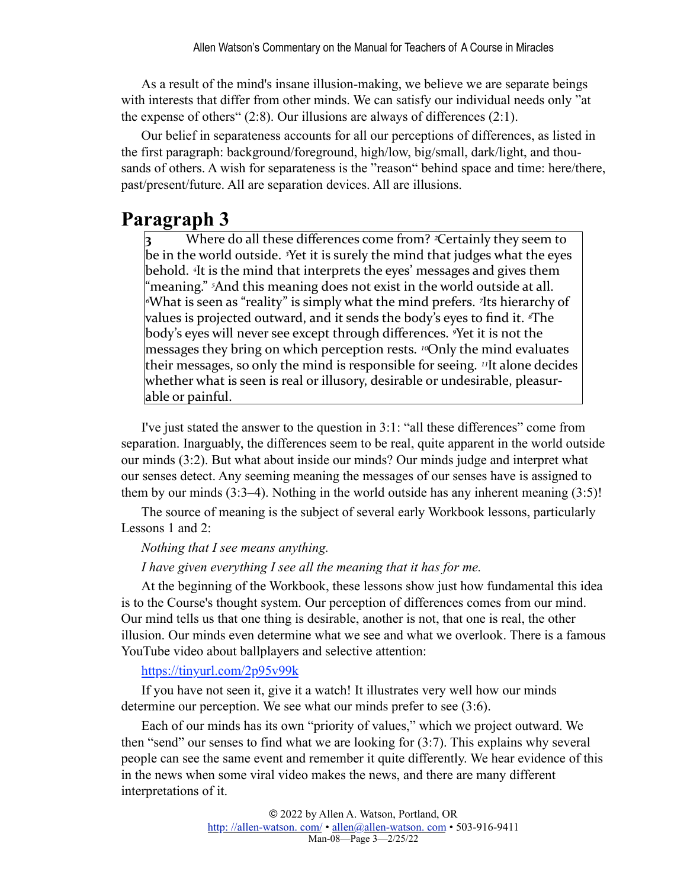As a result of the mind's insane illusion-making, we believe we are separate beings with interests that differ from other minds. We can satisfy our individual needs only "at the expense of others" (2:8). Our illusions are always of differences (2:1).

Our belief in separateness accounts for all our perceptions of differences, as listed in the first paragraph: background/foreground, high/low, big/small, dark/light, and thousands of others. A wish for separateness is the "reason" behind space and time: here/there, past/present/future. All are separation devices. All are illusions.

# Paragraph 3

> **3** Where do all these differences come from? [2]Certainly they seem to be in the world outside. [3]Yet it is surely the mind that judges what the eyes behold. [4]It is the mind that interprets the eyes' messages and gives them "meaning." [5]And this meaning does not exist in the world outside at all. [6]What is seen as "reality" is simply what the mind prefers. [7]Its hierarchy of values is projected outward, and it sends the body's eyes to find it. [8]The body's eyes will never see except through differences. [9]Yet it is not the messages they bring on which perception rests. [10]Only the mind evaluates their messages, so only the mind is responsible for seeing. [11]It alone decides whether what is seen is real or illusory, desirable or undesirable, pleasurable or painful.

I've just stated the answer to the question in 3:1: "all these differences" come from separation. Inarguably, the differences seem to be real, quite apparent in the world outside our minds (3:2). But what about inside our minds? Our minds judge and interpret what our senses detect. Any seeming meaning the messages of our senses have is assigned to them by our minds (3:3–4). Nothing in the world outside has any inherent meaning (3:5)!

The source of meaning is the subject of several early Workbook lessons, particularly Lessons 1 and 2:

*Nothing that I see means anything.*

*I have given everything I see all the meaning that it has for me.*

At the beginning of the Workbook, these lessons show just how fundamental this idea is to the Course's thought system. Our perception of differences comes from our mind. Our mind tells us that one thing is desirable, another is not, that one is real, the other illusion. Our minds even determine what we see and what we overlook. There is a famous YouTube video about ballplayers and selective attention:

https://tinyurl.com/2p95v99k

If you have not seen it, give it a watch! It illustrates very well how our minds determine our perception. We see what our minds prefer to see (3:6).

Each of our minds has its own "priority of values," which we project outward. We then "send" our senses to find what we are looking for (3:7). This explains why several people can see the same event and remember it quite differently. We hear evidence of this in the news when some viral video makes the news, and there are many different interpretations of it.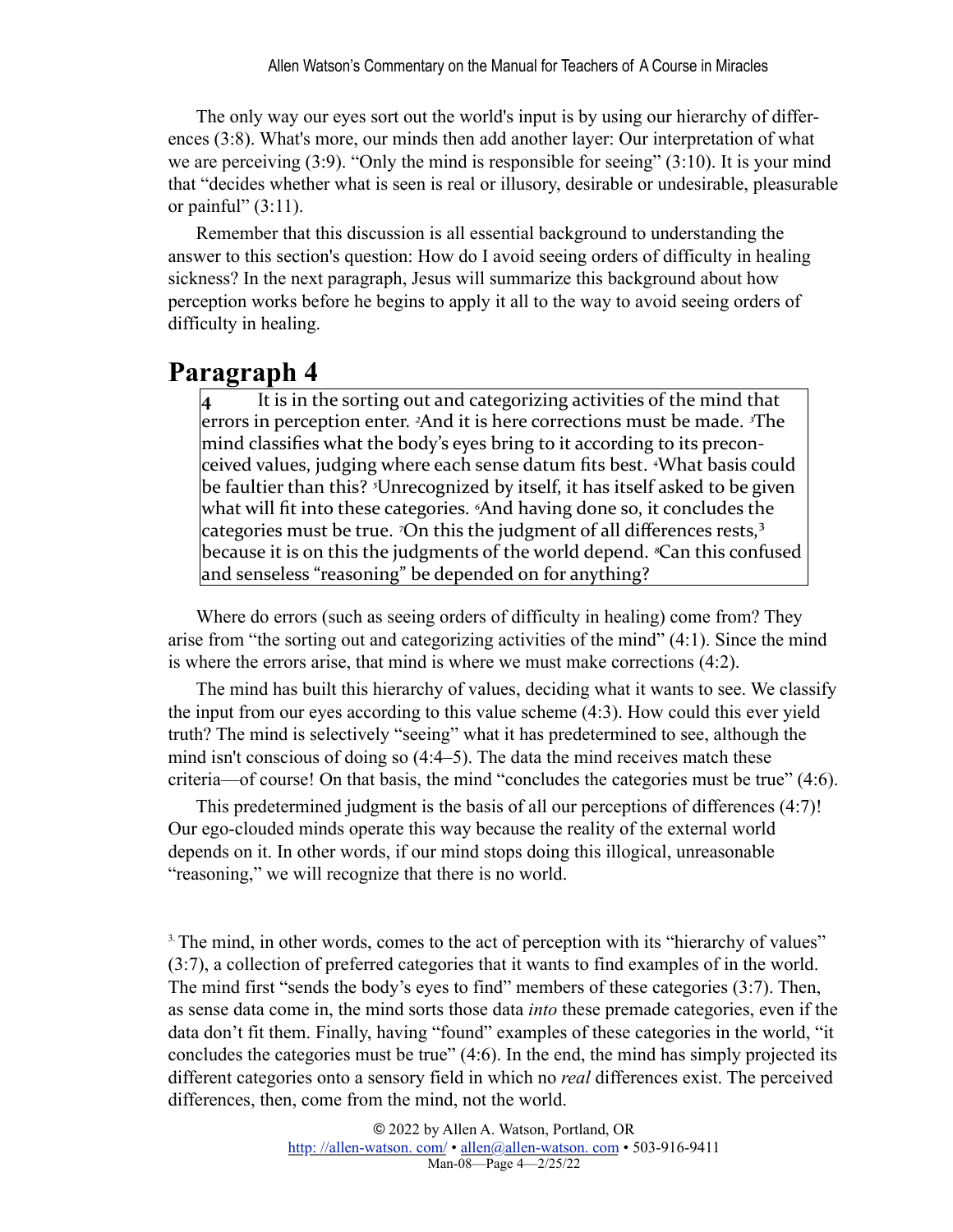The only way our eyes sort out the world's input is by using our hierarchy of differences (3:8). What's more, our minds then add another layer: Our interpretation of what we are perceiving (3:9). "Only the mind is responsible for seeing" (3:10). It is your mind that "decides whether what is seen is real or illusory, desirable or undesirable, pleasurable or painful" (3:11).

Remember that this discussion is all essential background to understanding the answer to this section's question: How do I avoid seeing orders of difficulty in healing sickness? In the next paragraph, Jesus will summarize this background about how perception works before he begins to apply it all to the way to avoid seeing orders of difficulty in healing.

# Paragraph 4

> **4** It is in the sorting out and categorizing activities of the mind that errors in perception enter. [2]And it is here corrections must be made. [3]The mind classifies what the body's eyes bring to it according to its preconceived values, judging where each sense datum fits best. [4]What basis could be faultier than this? [5]Unrecognized by itself, it has itself asked to be given what will fit into these categories. [6]And having done so, it concludes the categories must be true. [7]On this the judgment of all differences rests,[3] because it is on this the judgments of the world depend. [8]Can this confused and senseless "reasoning" be depended on for anything?

Where do errors (such as seeing orders of difficulty in healing) come from? They arise from "the sorting out and categorizing activities of the mind" (4:1). Since the mind is where the errors arise, that mind is where we must make corrections (4:2).

The mind has built this hierarchy of values, deciding what it wants to see. We classify the input from our eyes according to this value scheme (4:3). How could this ever yield truth? The mind is selectively "seeing" what it has predetermined to see, although the mind isn't conscious of doing so (4:4–5). The data the mind receives match these criteria—of course! On that basis, the mind "concludes the categories must be true" (4:6).

This predetermined judgment is the basis of all our perceptions of differences (4:7)! Our ego-clouded minds operate this way because the reality of the external world depends on it. In other words, if our mind stops doing this illogical, unreasonable "reasoning," we will recognize that there is no world.

[3] The mind, in other words, comes to the act of perception with its "hierarchy of values" (3:7), a collection of preferred categories that it wants to find examples of in the world. The mind first "sends the body's eyes to find" members of these categories (3:7). Then, as sense data come in, the mind sorts those data *into* these premade categories, even if the data don't fit them. Finally, having "found" examples of these categories in the world, "it concludes the categories must be true" (4:6). In the end, the mind has simply projected its different categories onto a sensory field in which no *real* differences exist. The perceived differences, then, come from the mind, not the world.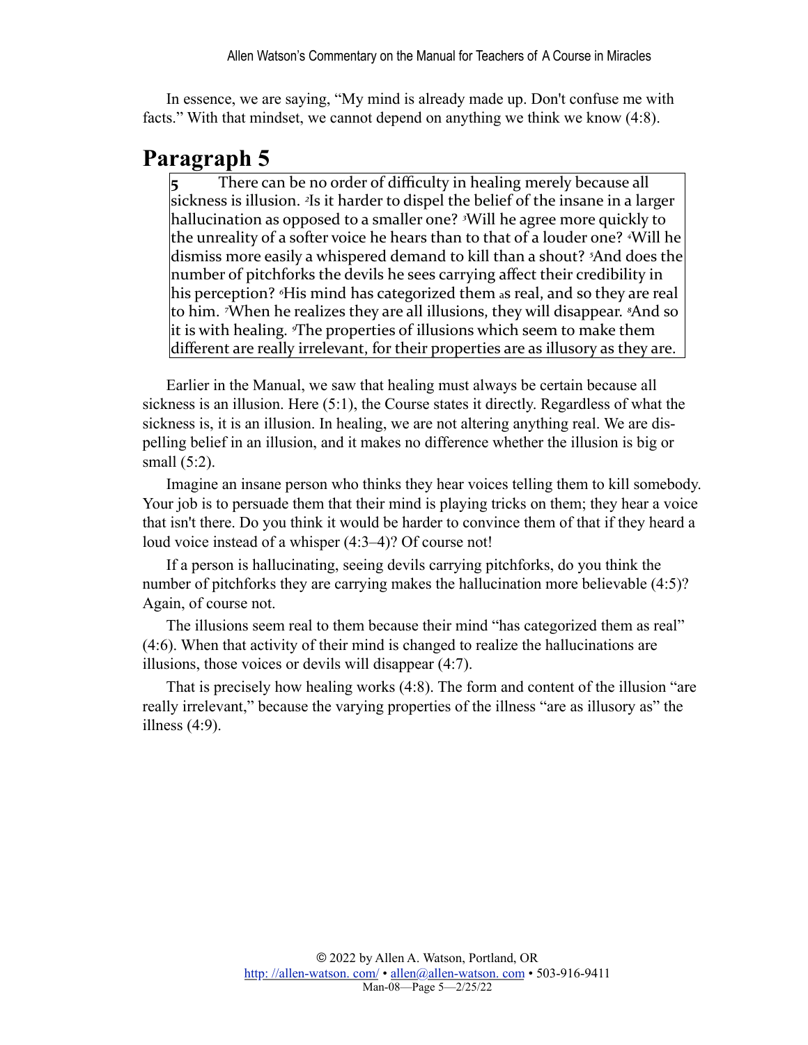In essence, we are saying, "My mind is already made up. Don't confuse me with facts." With that mindset, we cannot depend on anything we think we know (4:8).

## Paragraph 5

> **5** There can be no order of difficulty in healing merely because all sickness is illusion. [2]Is it harder to dispel the belief of the insane in a larger hallucination as opposed to a smaller one? [3]Will he agree more quickly to the unreality of a softer voice he hears than to that of a louder one? [4]Will he dismiss more easily a whispered demand to kill than a shout? [5]And does the number of pitchforks the devils he sees carrying affect their credibility in his perception? [6]His mind has categorized them as real, and so they are real to him. [7]When he realizes they are all illusions, they will disappear. [8]And so it is with healing. [9]The properties of illusions which seem to make them different are really irrelevant, for their properties are as illusory as they are.

Earlier in the Manual, we saw that healing must always be certain because all sickness is an illusion. Here (5:1), the Course states it directly. Regardless of what the sickness is, it is an illusion. In healing, we are not altering anything real. We are dispelling belief in an illusion, and it makes no difference whether the illusion is big or small (5:2).

Imagine an insane person who thinks they hear voices telling them to kill somebody. Your job is to persuade them that their mind is playing tricks on them; they hear a voice that isn't there. Do you think it would be harder to convince them of that if they heard a loud voice instead of a whisper (4:3–4)? Of course not!

If a person is hallucinating, seeing devils carrying pitchforks, do you think the number of pitchforks they are carrying makes the hallucination more believable (4:5)? Again, of course not.

The illusions seem real to them because their mind "has categorized them as real" (4:6). When that activity of their mind is changed to realize the hallucinations are illusions, those voices or devils will disappear (4:7).

That is precisely how healing works (4:8). The form and content of the illusion "are really irrelevant," because the varying properties of the illness "are as illusory as" the illness (4:9).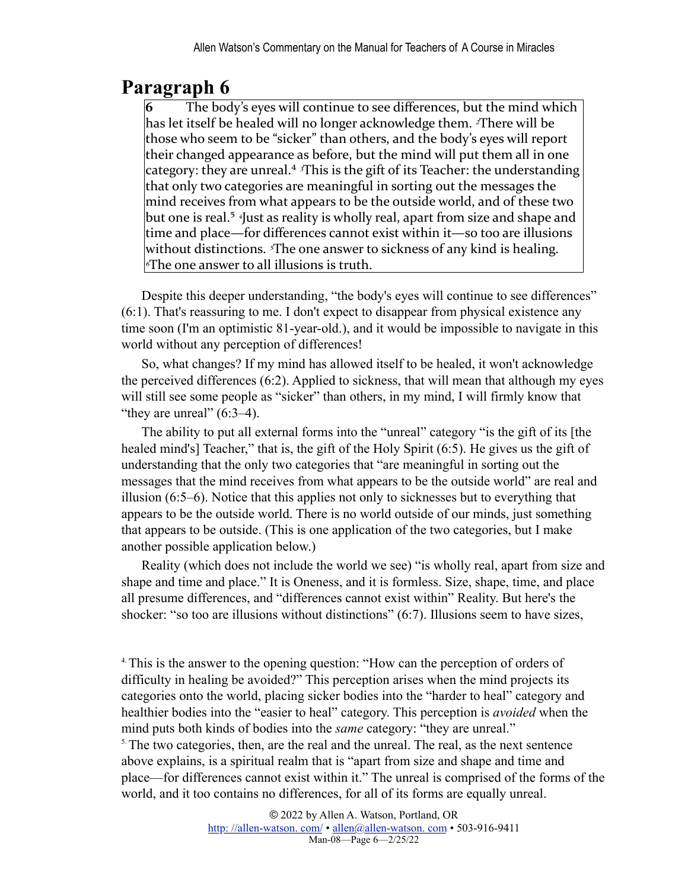## Paragraph 6

> **6** The body's eyes will continue to see differences, but the mind which has let itself be healed will no longer acknowledge them. ²There will be those who seem to be "sicker" than others, and the body's eyes will report their changed appearance as before, but the mind will put them all in one category: they are unreal.[4] ³This is the gift of its Teacher: the understanding that only two categories are meaningful in sorting out the messages the mind receives from what appears to be the outside world, and of these two but one is real.[5] ⁴Just as reality is wholly real, apart from size and shape and time and place—for differences cannot exist within it—so too are illusions without distinctions. ⁵The one answer to sickness of any kind is healing. ⁶The one answer to all illusions is truth.

Despite this deeper understanding, "the body's eyes will continue to see differences" (6:1). That's reassuring to me. I don't expect to disappear from physical existence any time soon (I'm an optimistic 81-year-old.), and it would be impossible to navigate in this world without any perception of differences!

So, what changes? If my mind has allowed itself to be healed, it won't acknowledge the perceived differences (6:2). Applied to sickness, that will mean that although my eyes will still see some people as "sicker" than others, in my mind, I will firmly know that "they are unreal" (6:3–4).

The ability to put all external forms into the "unreal" category "is the gift of its [the healed mind's] Teacher," that is, the gift of the Holy Spirit (6:5). He gives us the gift of understanding that the only two categories that "are meaningful in sorting out the messages that the mind receives from what appears to be the outside world" are real and illusion (6:5–6). Notice that this applies not only to sicknesses but to everything that appears to be the outside world. There is no world outside of our minds, just something that appears to be outside. (This is one application of the two categories, but I make another possible application below.)

Reality (which does not include the world we see) "is wholly real, apart from size and shape and time and place." It is Oneness, and it is formless. Size, shape, time, and place all presume differences, and "differences cannot exist within" Reality. But here's the shocker: "so too are illusions without distinctions" (6:7). Illusions seem to have sizes,

---

[4] This is the answer to the opening question: "How can the perception of orders of difficulty in healing be avoided?" This perception arises when the mind projects its categories onto the world, placing sicker bodies into the "harder to heal" category and healthier bodies into the "easier to heal" category. This perception is *avoided* when the mind puts both kinds of bodies into the *same* category: "they are unreal."

[5] The two categories, then, are the real and the unreal. The real, as the next sentence above explains, is a spiritual realm that is "apart from size and shape and time and place—for differences cannot exist within it." The unreal is comprised of the forms of the world, and it too contains no differences, for all of its forms are equally unreal.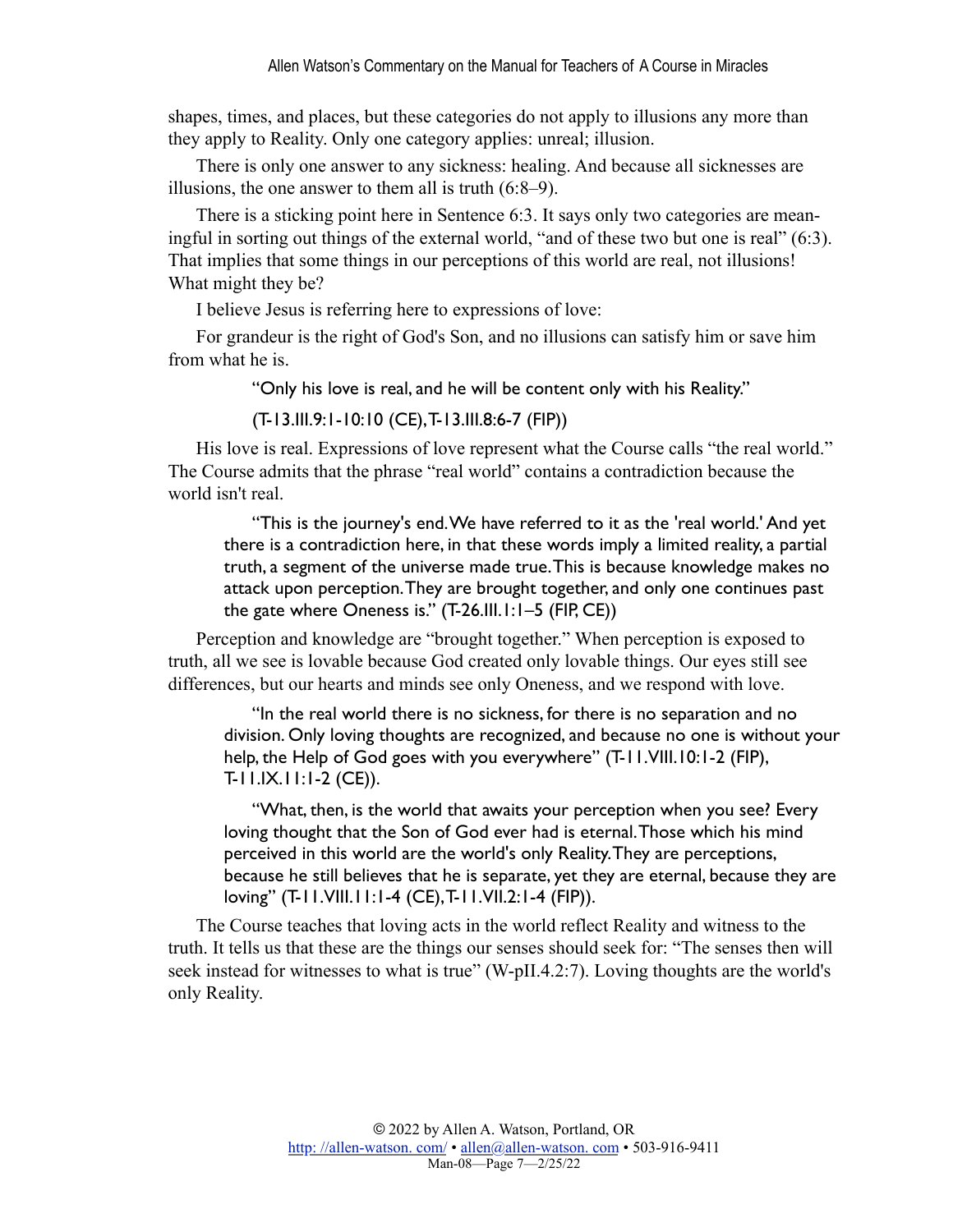shapes, times, and places, but these categories do not apply to illusions any more than they apply to Reality. Only one category applies: unreal; illusion.

There is only one answer to any sickness: healing. And because all sicknesses are illusions, the one answer to them all is truth (6:8–9).

There is a sticking point here in Sentence 6:3. It says only two categories are meaningful in sorting out things of the external world, "and of these two but one is real" (6:3). That implies that some things in our perceptions of this world are real, not illusions! What might they be?

I believe Jesus is referring here to expressions of love:

For grandeur is the right of God's Son, and no illusions can satisfy him or save him from what he is.

> "Only his love is real, and he will be content only with his Reality."
>
> (T-13.III.9:1-10:10 (CE), T-13.III.8:6-7 (FIP))

His love is real. Expressions of love represent what the Course calls "the real world." The Course admits that the phrase "real world" contains a contradiction because the world isn't real.

> "This is the journey's end. We have referred to it as the 'real world.' And yet there is a contradiction here, in that these words imply a limited reality, a partial truth, a segment of the universe made true. This is because knowledge makes no attack upon perception. They are brought together, and only one continues past the gate where Oneness is." (T-26.III.1:1–5 (FIP, CE))

Perception and knowledge are "brought together." When perception is exposed to truth, all we see is lovable because God created only lovable things. Our eyes still see differences, but our hearts and minds see only Oneness, and we respond with love.

> "In the real world there is no sickness, for there is no separation and no division. Only loving thoughts are recognized, and because no one is without your help, the Help of God goes with you everywhere" (T-11.VIII.10:1-2 (FIP), T-11.IX.11:1-2 (CE)).
>
> "What, then, is the world that awaits your perception when you see? Every loving thought that the Son of God ever had is eternal. Those which his mind perceived in this world are the world's only Reality. They are perceptions, because he still believes that he is separate, yet they are eternal, because they are loving" (T-11.VIII.11:1-4 (CE), T-11.VII.2:1-4 (FIP)).

The Course teaches that loving acts in the world reflect Reality and witness to the truth. It tells us that these are the things our senses should seek for: "The senses then will seek instead for witnesses to what is true" (W-pII.4.2:7). Loving thoughts are the world's only Reality.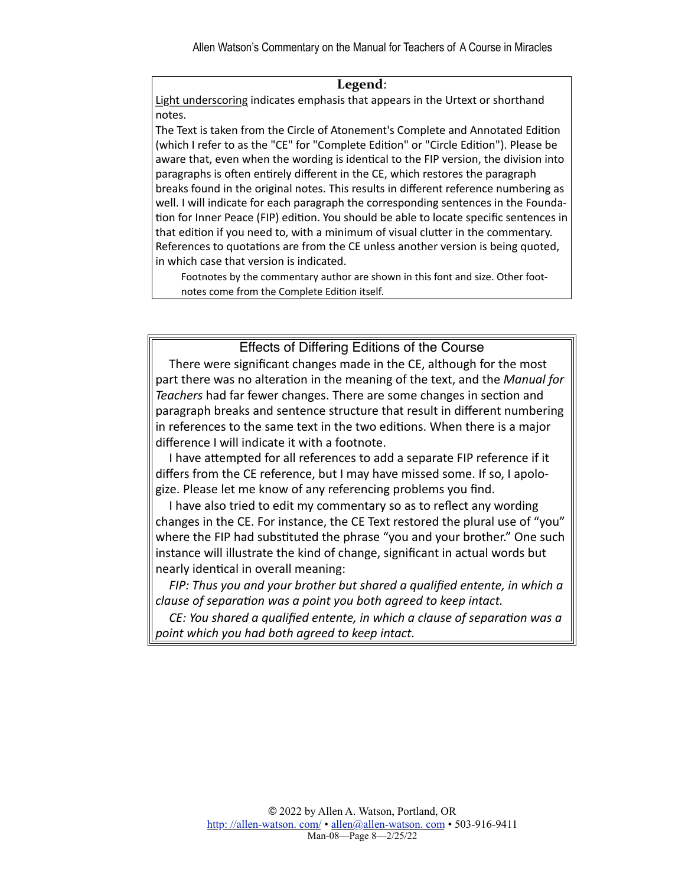**Legend**:

Light underscoring indicates emphasis that appears in the Urtext or shorthand notes.

The Text is taken from the Circle of Atonement's Complete and Annotated Edition (which I refer to as the "CE" for "Complete Edition" or "Circle Edition"). Please be aware that, even when the wording is identical to the FIP version, the division into paragraphs is often entirely different in the CE, which restores the paragraph breaks found in the original notes. This results in different reference numbering as well. I will indicate for each paragraph the corresponding sentences in the Foundation for Inner Peace (FIP) edition. You should be able to locate specific sentences in that edition if you need to, with a minimum of visual clutter in the commentary. References to quotations are from the CE unless another version is being quoted, in which case that version is indicated.

Footnotes by the commentary author are shown in this font and size. Other footnotes come from the Complete Edition itself.

## Effects of Differing Editions of the Course

There were significant changes made in the CE, although for the most part there was no alteration in the meaning of the text, and the *Manual for Teachers* had far fewer changes. There are some changes in section and paragraph breaks and sentence structure that result in different numbering in references to the same text in the two editions. When there is a major difference I will indicate it with a footnote.

I have attempted for all references to add a separate FIP reference if it differs from the CE reference, but I may have missed some. If so, I apologize. Please let me know of any referencing problems you find.

I have also tried to edit my commentary so as to reflect any wording changes in the CE. For instance, the CE Text restored the plural use of "you" where the FIP had substituted the phrase "you and your brother." One such instance will illustrate the kind of change, significant in actual words but nearly identical in overall meaning:

*FIP: Thus you and your brother but shared a qualified entente, in which a clause of separation was a point you both agreed to keep intact.*

*CE: You shared a qualified entente, in which a clause of separation was a point which you had both agreed to keep intact.*

© 2022 by Allen A. Watson, Portland, OR
http://allen-watson.com/ • allen@allen-watson.com • 503-916-9411